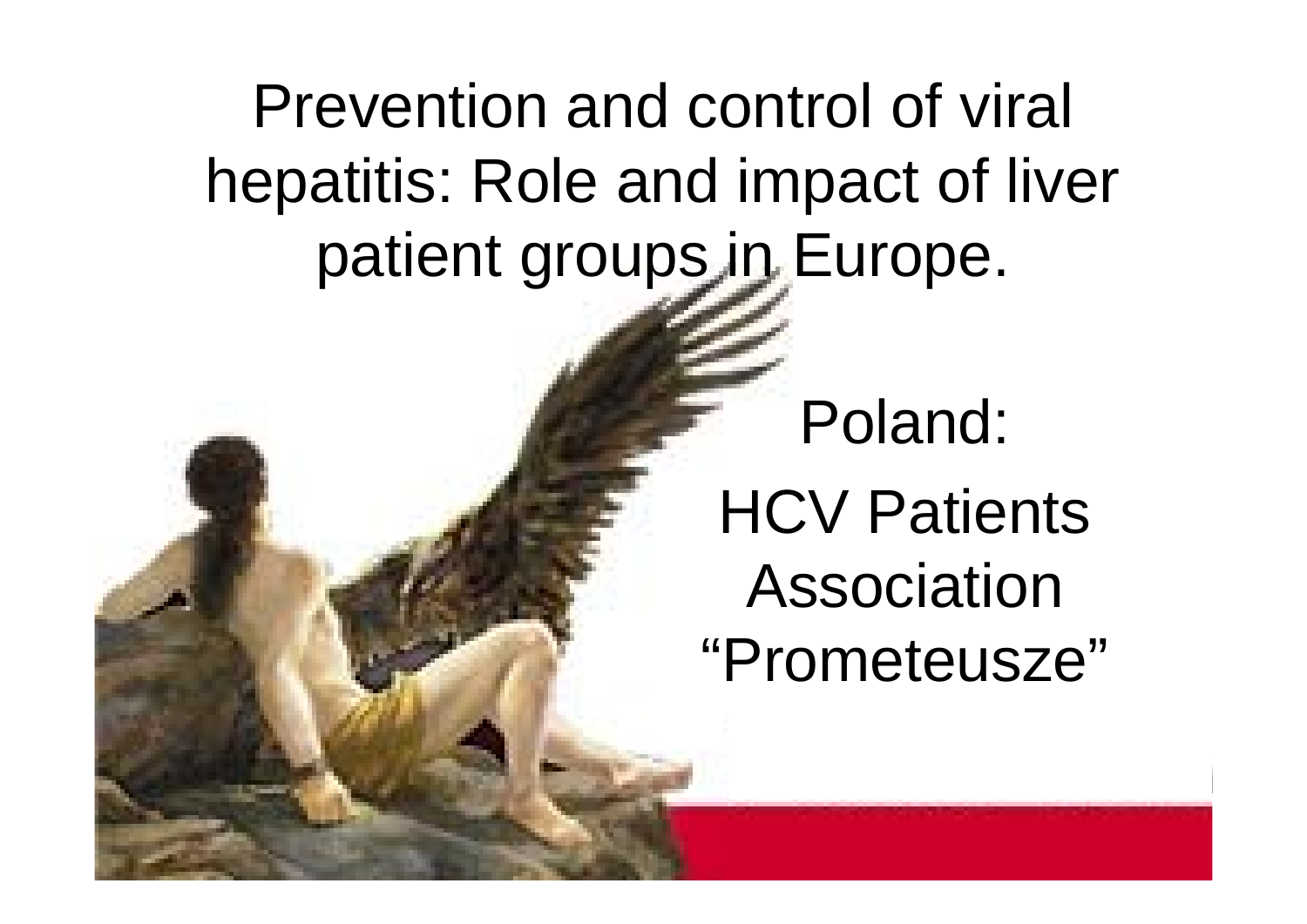# Prevention and control of viral hepatitis: Role and impact of liver patient groups in Europe.

Poland:

HCV Patients Association "Prometeusze"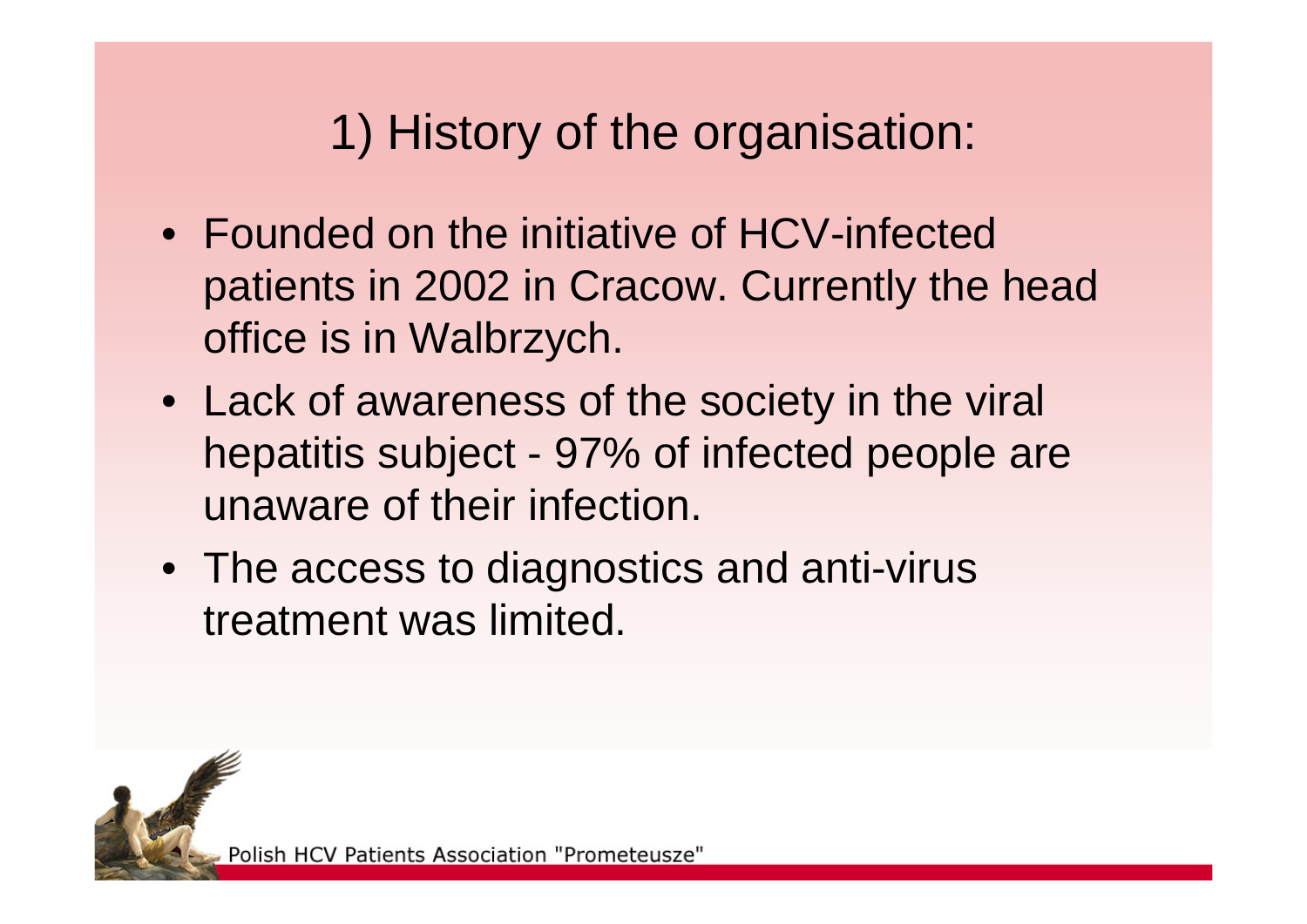# 1) History of the organisation:

- Founded on the initiative of HCV-infected patients in 2002 in Cracow. Currently the head office is in Walbrzych.
- Lack of awareness of the society in the viral hepatitis subject - 97% of infected people are unaware of their infection.
- The access to diagnostics and anti-virus treatment was limited.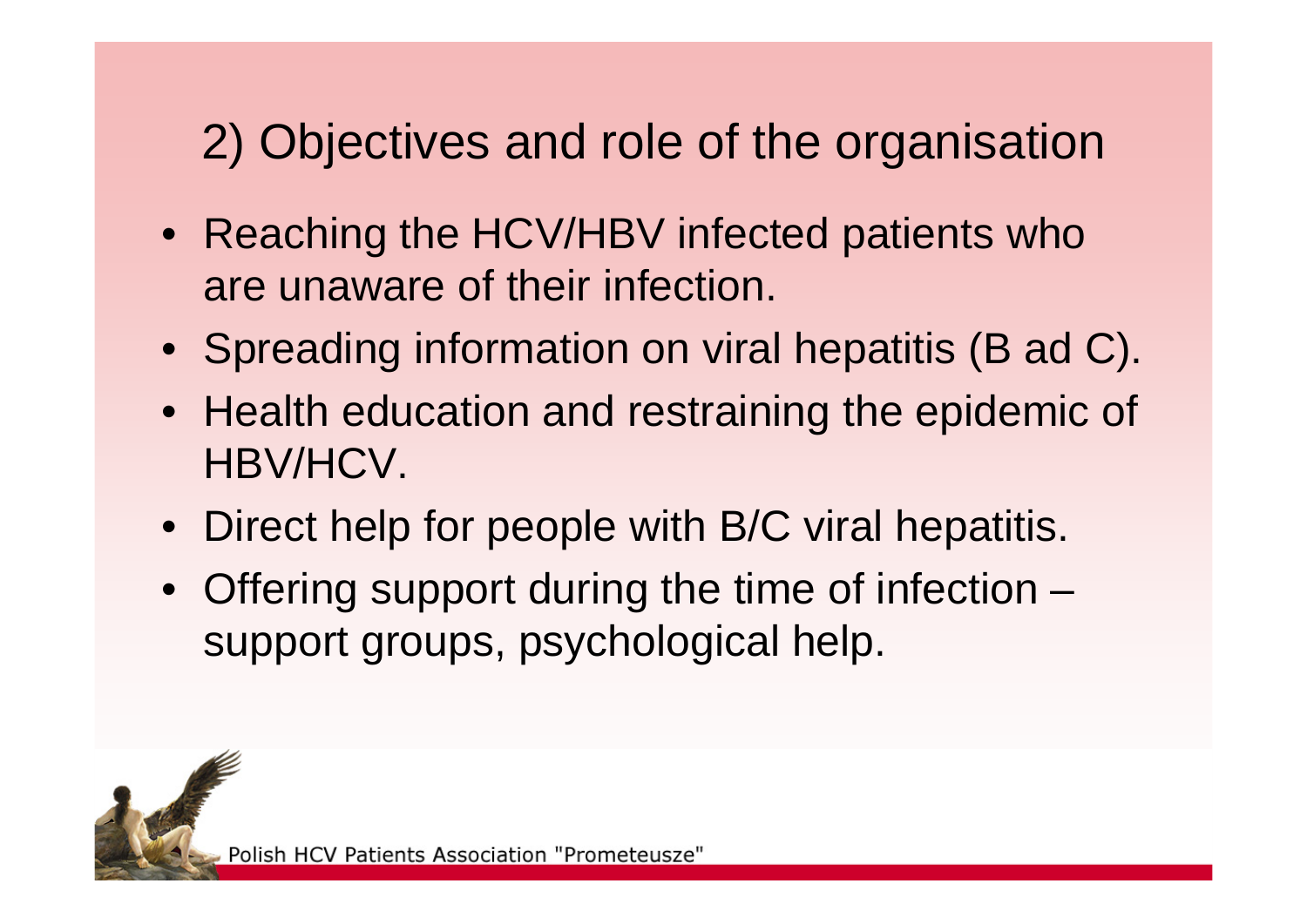## 2) Objectives and role of the organisation

- Reaching the HCV/HBV infected patients who are unaware of their infection.
- Spreading information on viral hepatitis (B ad C).
- Health education and restraining the epidemic of HBV/HCV.
- Direct help for people with B/C viral hepatitis.
- Offering support during the time of infection – support groups, psychological help.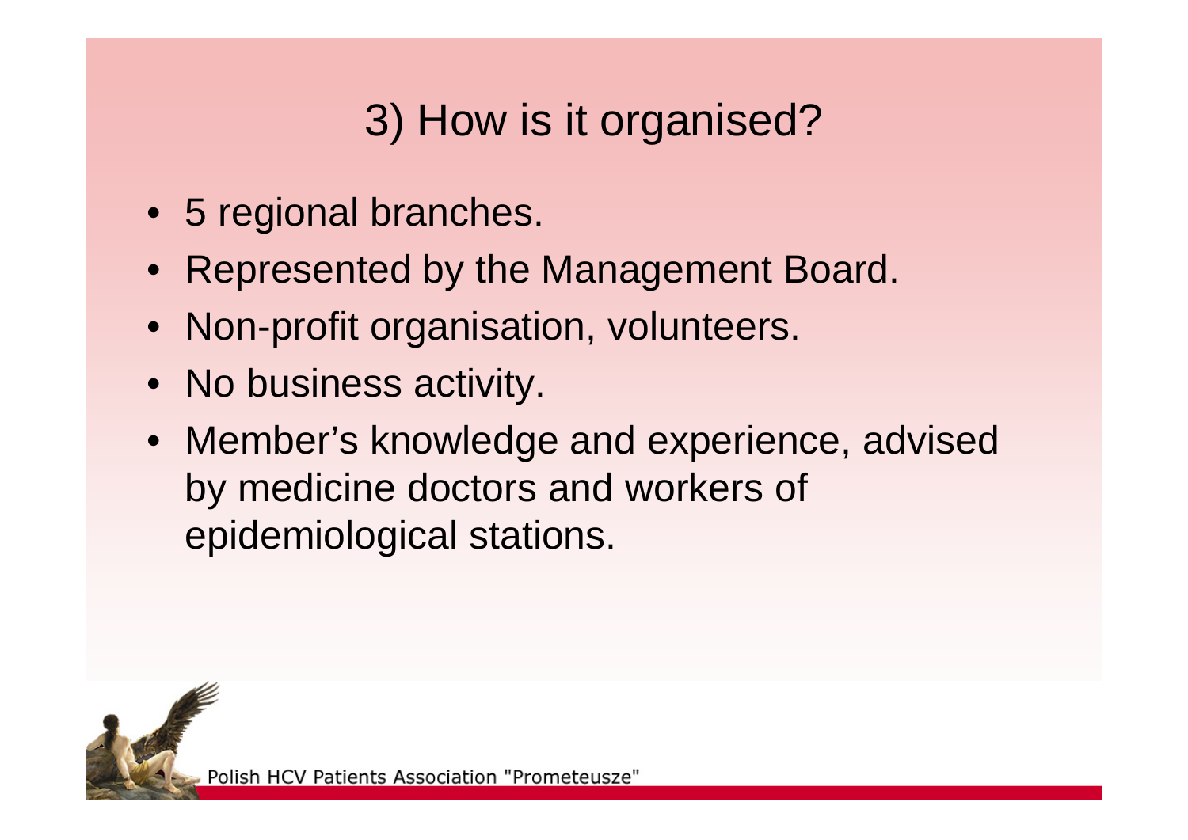# 3) How is it organised?

- 5 regional branches.
- Represented by the Management Board.
- Non-profit organisation, volunteers.
- No business activity.
- Member's knowledge and experience, advised by medicine doctors and workers of epidemiological stations.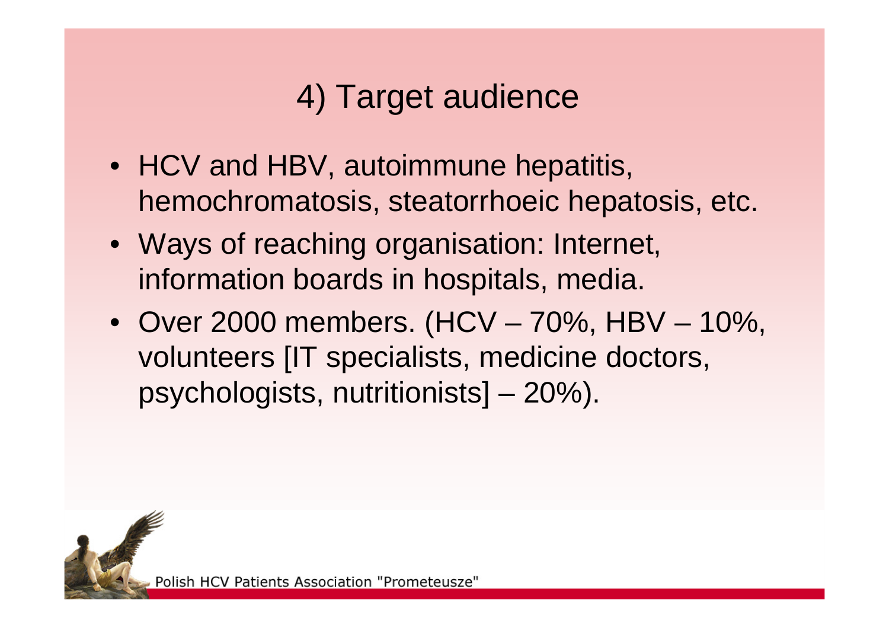# 4) Target audience

- HCV and HBV, autoimmune hepatitis, hemochromatosis, steatorrhoeic hepatosis, etc.
- Ways of reaching organisation: Internet, information boards in hospitals, media.
- Over 2000 members. (HCV – 70%, HBV – 10%, volunteers [IT specialists, medicine doctors, psychologists, nutritionists] – 20%).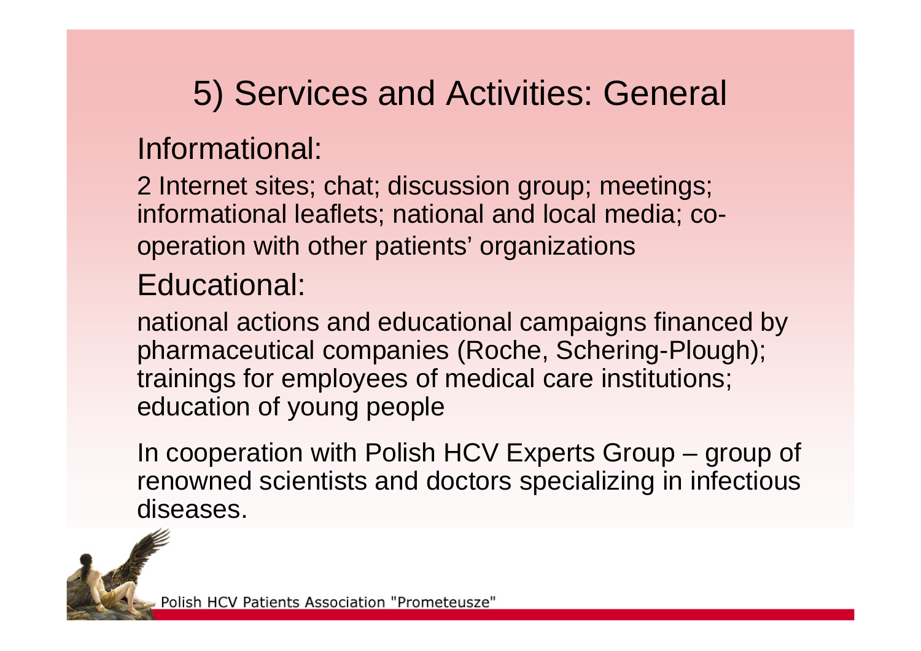# 5) Services and Activities: General

## Informational:

2 Internet sites; chat; discussion group; meetings; informational leaflets; national and local media; co-operation with other patients' organizations

## Educational:

national actions and educational campaigns financed by pharmaceutical companies (Roche, Schering-Plough); trainings for employees of medical care institutions; education of young people

In cooperation with Polish HCV Experts Group – group of renowned scientists and doctors specializing in infectious diseases.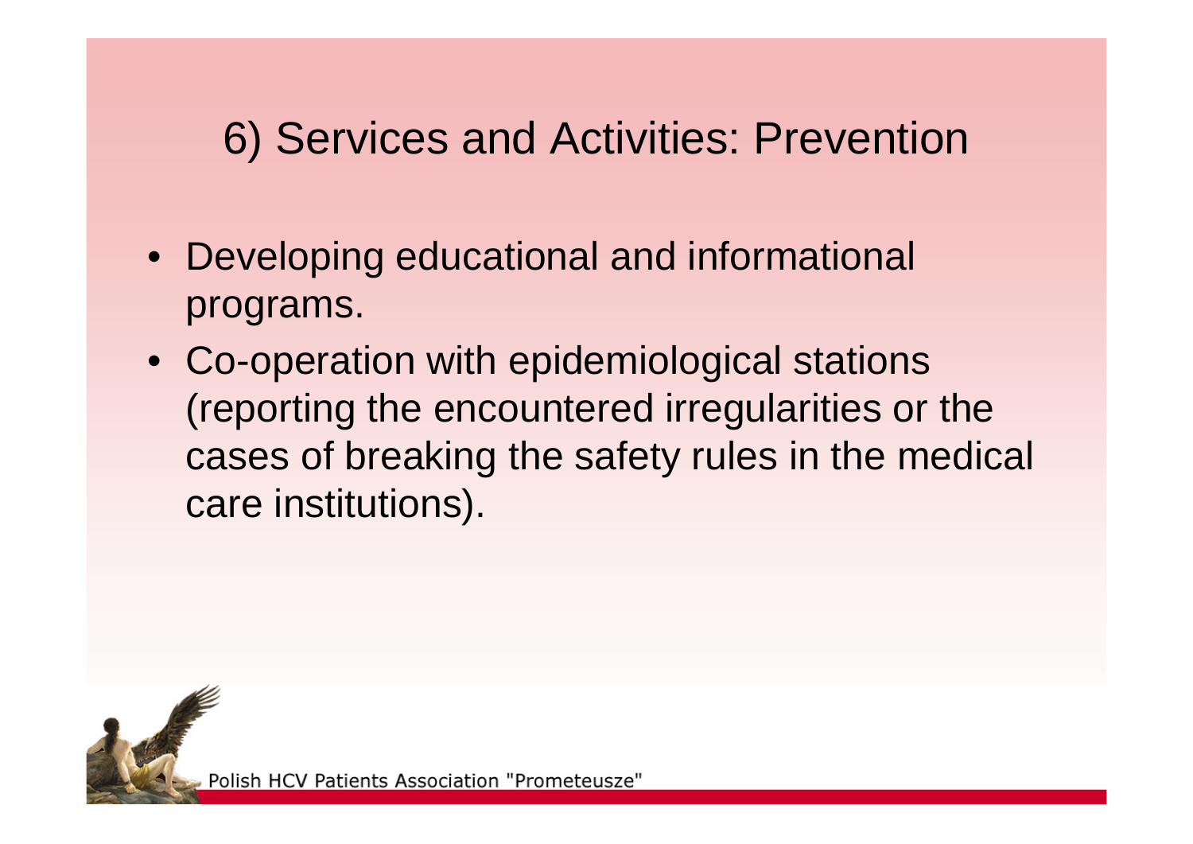# 6) Services and Activities: Prevention

- Developing educational and informational programs.
- Co-operation with epidemiological stations (reporting the encountered irregularities or the cases of breaking the safety rules in the medical care institutions).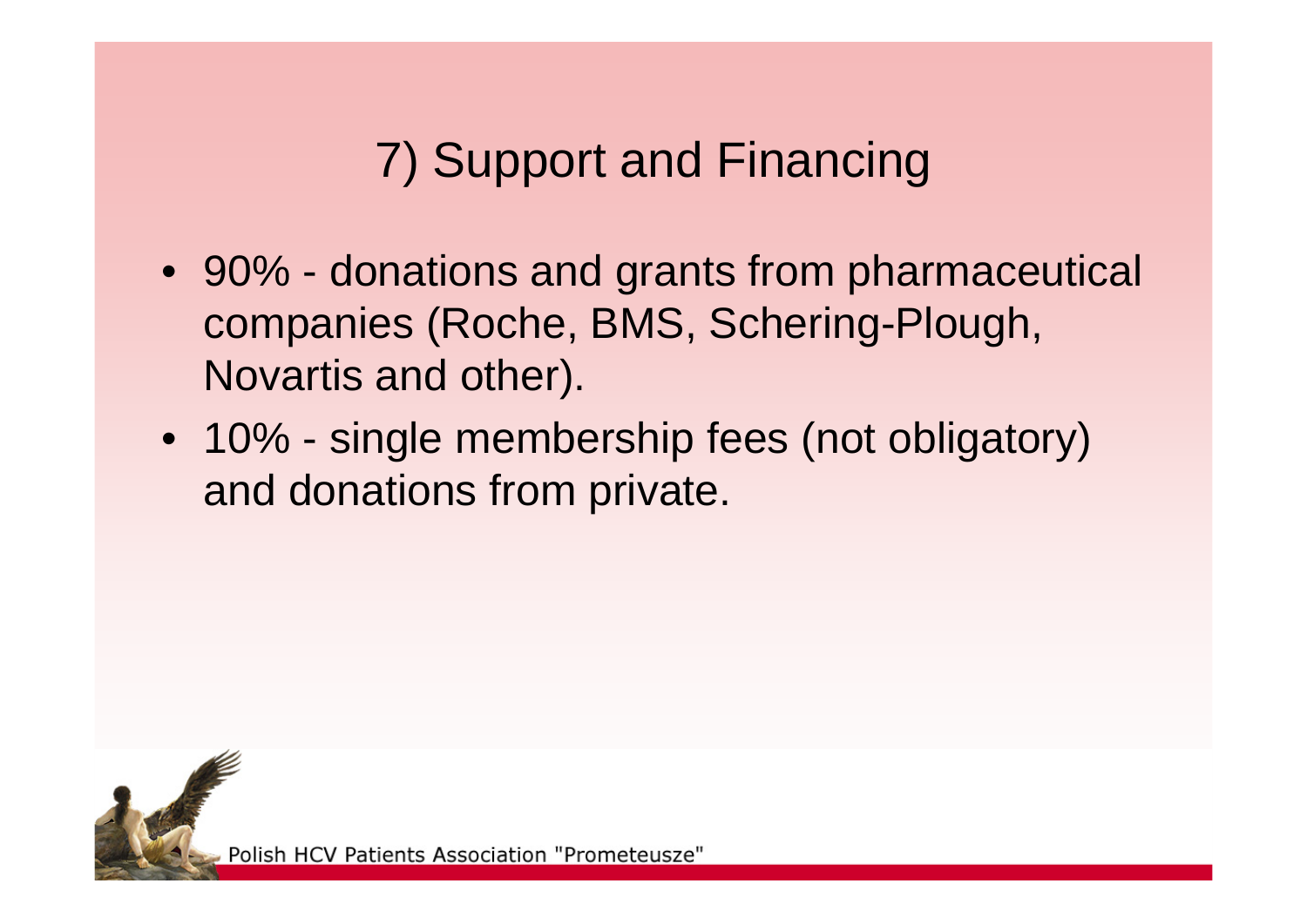# 7) Support and Financing

- 90% - donations and grants from pharmaceutical companies (Roche, BMS, Schering-Plough, Novartis and other).
- 10% - single membership fees (not obligatory) and donations from private.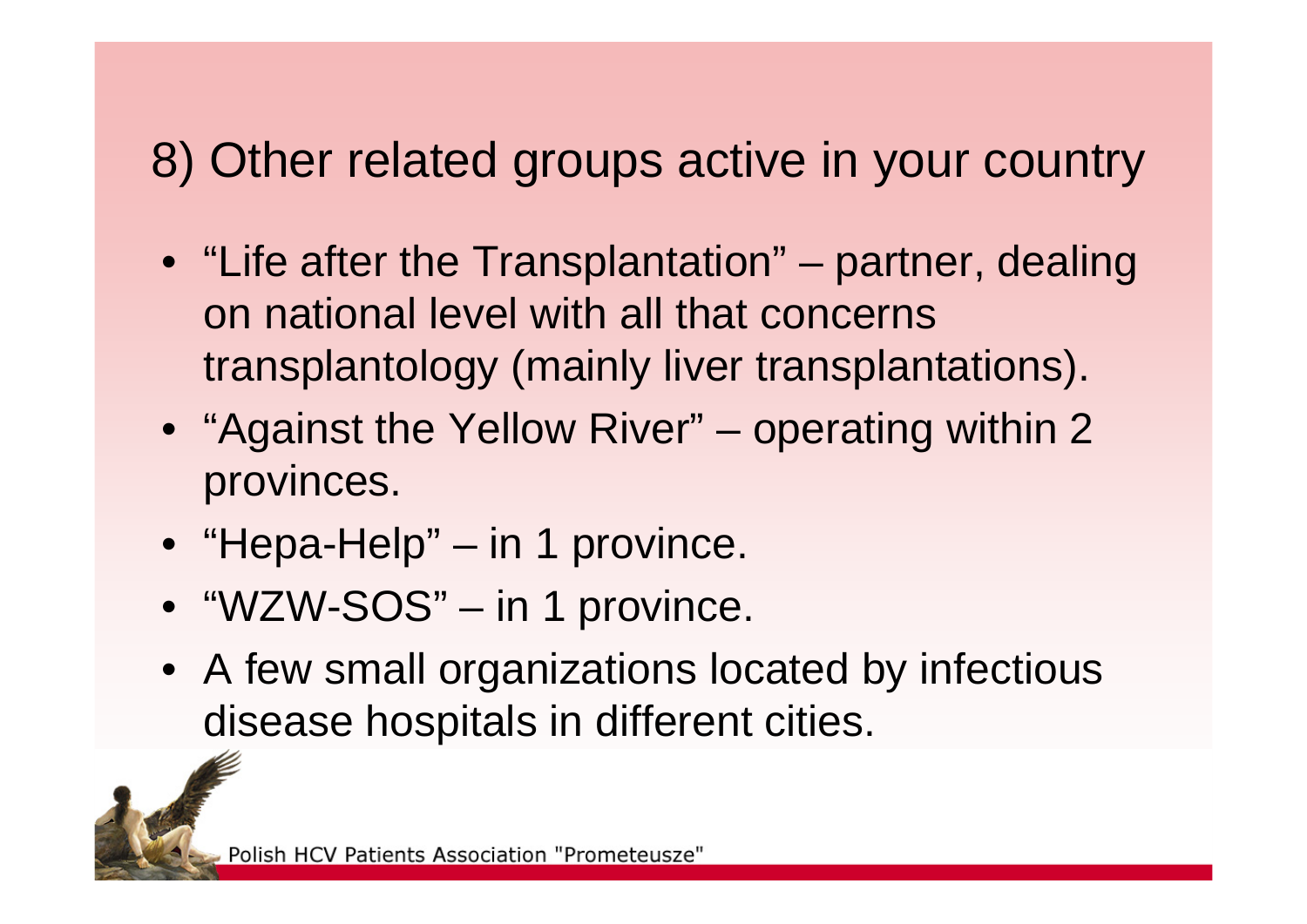## 8) Other related groups active in your country

- "Life after the Transplantation" – partner, dealing on national level with all that concerns transplantology (mainly liver transplantations).
- "Against the Yellow River" – operating within 2 provinces.
- "Hepa-Help" – in 1 province.
- "WZW-SOS" – in 1 province.
- A few small organizations located by infectious disease hospitals in different cities.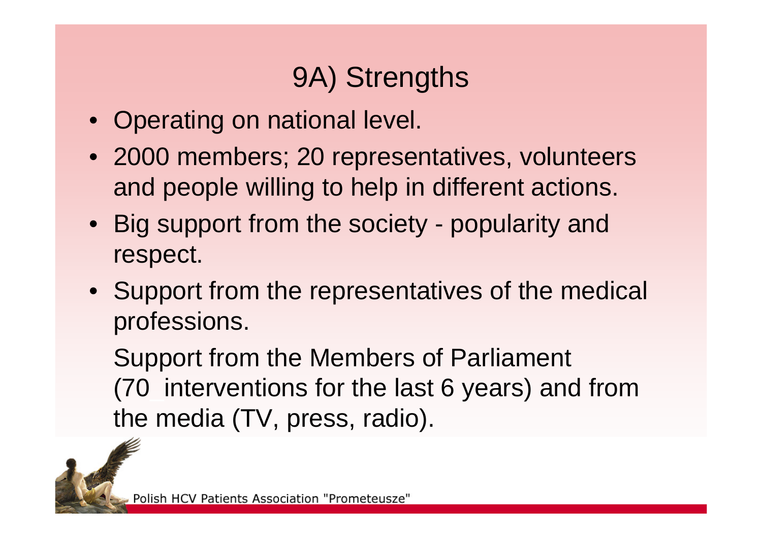# 9A) Strengths

- Operating on national level.
- 2000 members; 20 representatives, volunteers and people willing to help in different actions.
- Big support from the society - popularity and respect.
- Support from the representatives of the medical professions.

  Support from the Members of Parliament (70 interventions for the last 6 years) and from the media (TV, press, radio).

Polish HCV Patients Association "Prometeusze"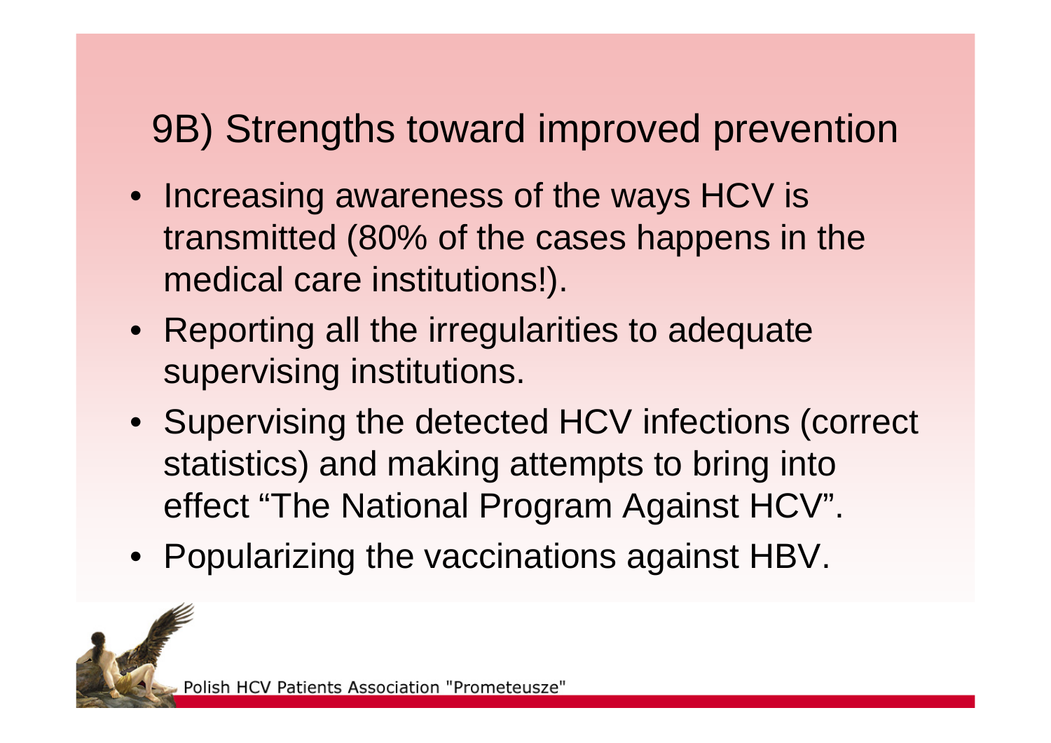# 9B) Strengths toward improved prevention

- Increasing awareness of the ways HCV is transmitted (80% of the cases happens in the medical care institutions!).
- Reporting all the irregularities to adequate supervising institutions.
- Supervising the detected HCV infections (correct statistics) and making attempts to bring into effect "The National Program Against HCV".
- Popularizing the vaccinations against HBV.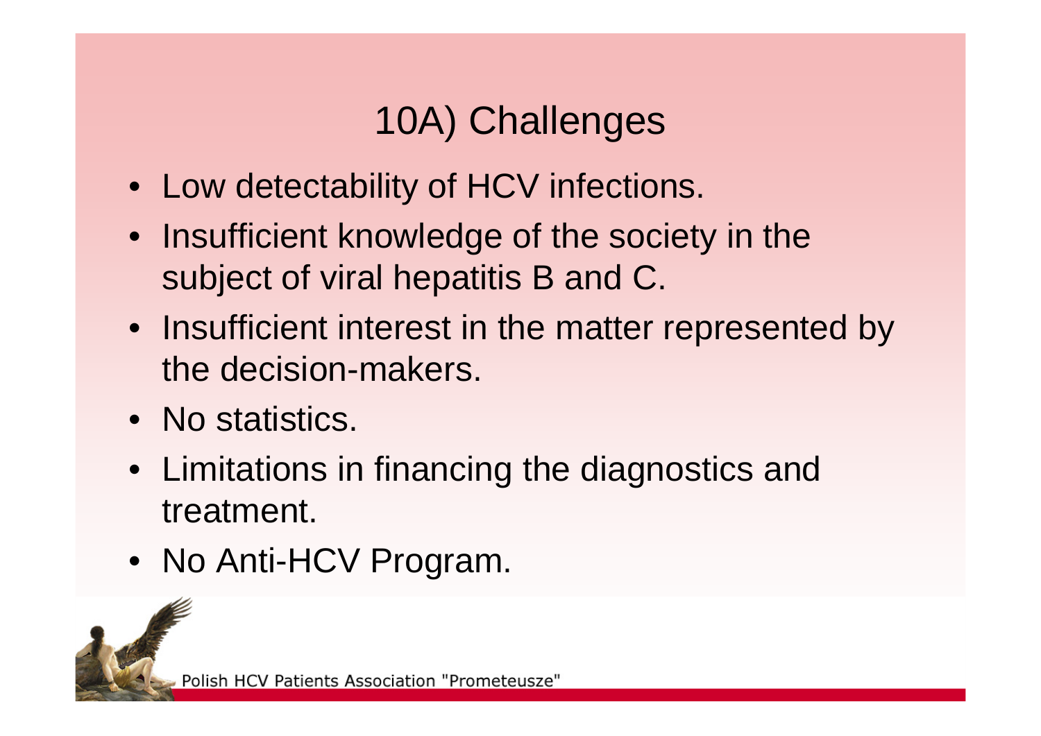# 10A) Challenges

- Low detectability of HCV infections.
- Insufficient knowledge of the society in the subject of viral hepatitis B and C.
- Insufficient interest in the matter represented by the decision-makers.
- No statistics.
- Limitations in financing the diagnostics and treatment.
- No Anti-HCV Program.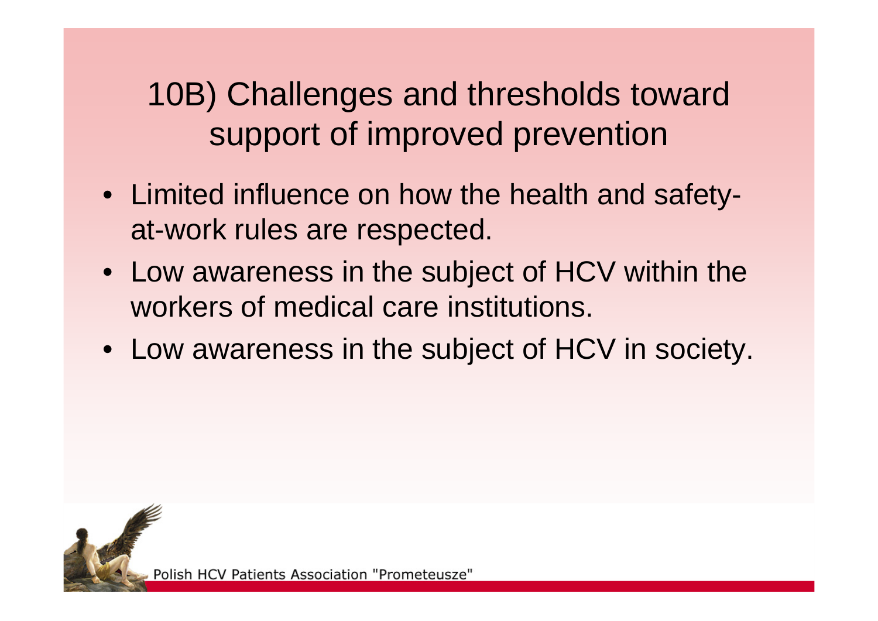# 10B) Challenges and thresholds toward support of improved prevention

- Limited influence on how the health and safety-at-work rules are respected.
- Low awareness in the subject of HCV within the workers of medical care institutions.
- Low awareness in the subject of HCV in society.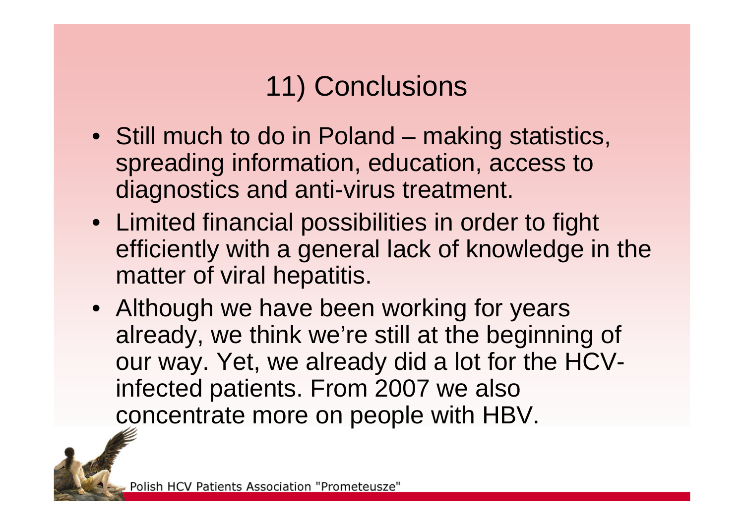# 11) Conclusions

- Still much to do in Poland – making statistics, spreading information, education, access to diagnostics and anti-virus treatment.
- Limited financial possibilities in order to fight efficiently with a general lack of knowledge in the matter of viral hepatitis.
- Although we have been working for years already, we think we're still at the beginning of our way. Yet, we already did a lot for the HCV-infected patients. From 2007 we also concentrate more on people with HBV.